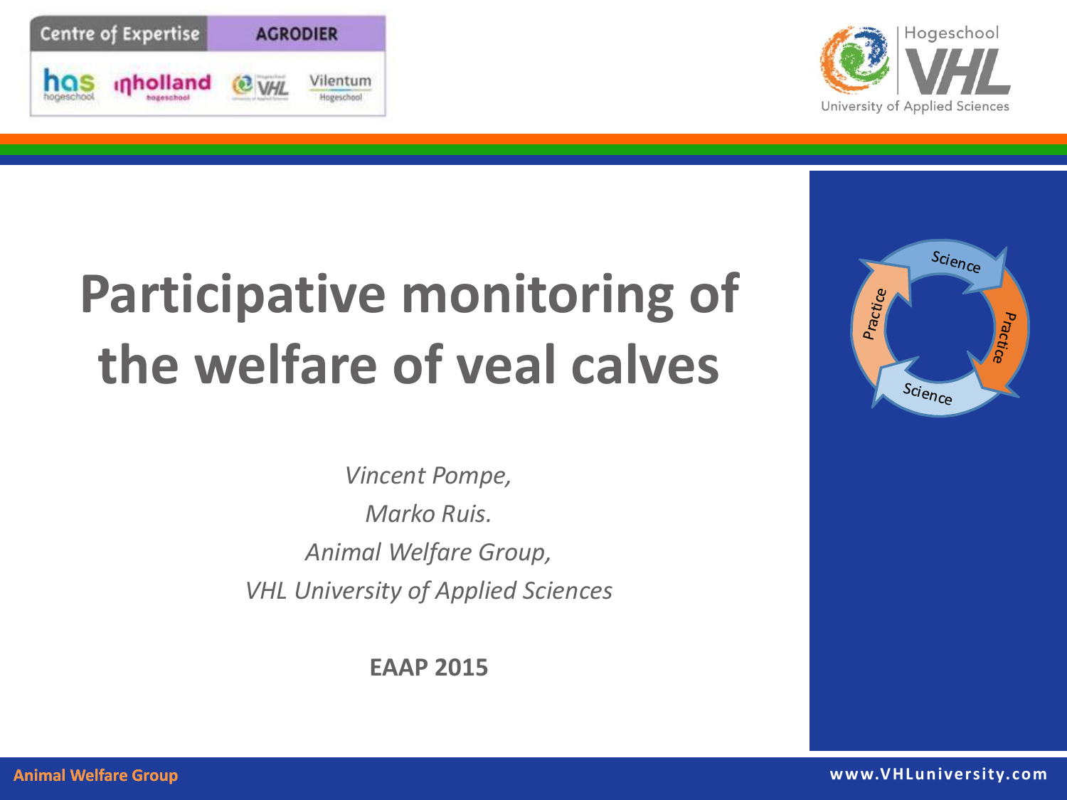# Participative monitoring of the welfare of veal calves

*Vincent Pompe,*

*Marko Ruis.*

*Animal Welfare Group,*

*VHL University of Applied Sciences*

**EAAP 2015**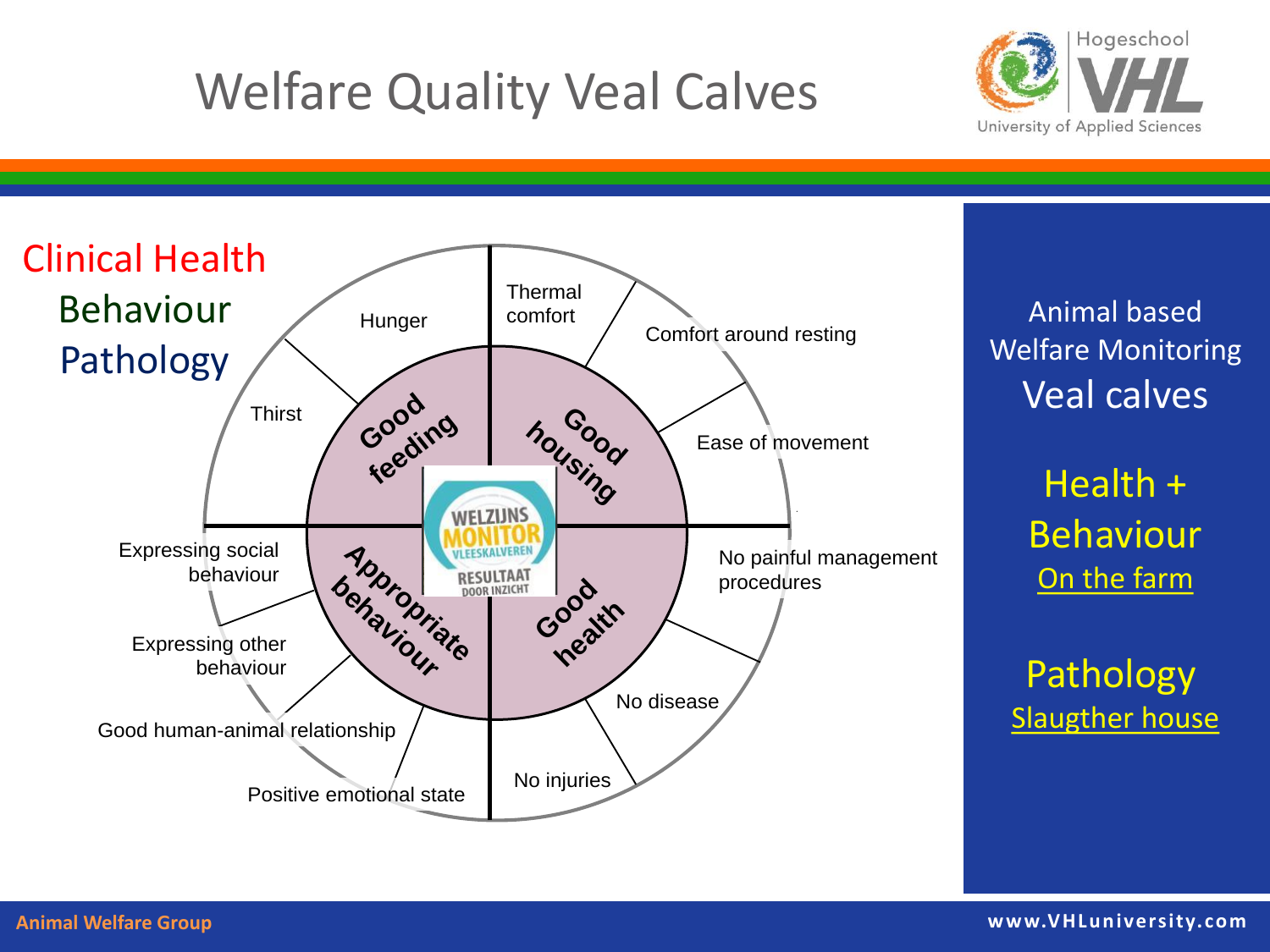# Welfare Quality Veal Calves

Clinical Health
Behaviour
Pathology

**Good feeding**
- Hunger
- Thirst

**Good housing**
- Thermal comfort
- Comfort around resting
- Ease of movement

**Good health**
- No painful management procedures
- No disease
- No injuries

**Appropriate behaviour**
- Expressing social behaviour
- Expressing other behaviour
- Good human-animal relationship
- Positive emotional state

WELZIJNS MONITOR VLEESKALVEREN
RESULTAAT DOOR INZICHT

Animal based Welfare Monitoring
Veal calves

Health + Behaviour
On the farm

Pathology
Slaugther house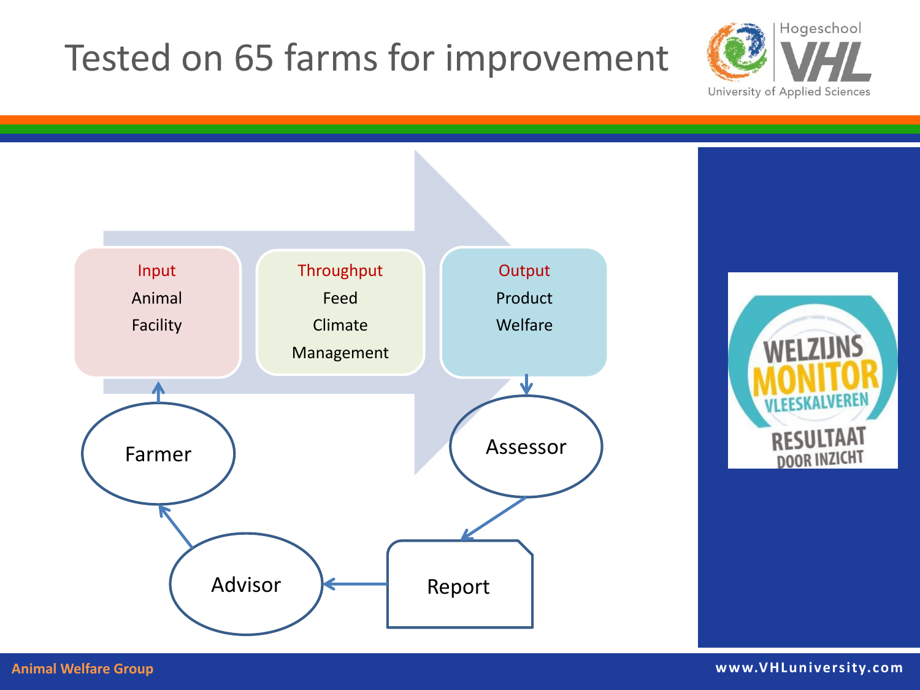# Tested on 65 farms for improvement

**Input**
Animal
Facility

**Throughput**
Feed
Climate
Management

**Output**
Product
Welfare

Farmer

Assessor

Report

Advisor

WELZIJNS MONITOR VLEESKALVEREN
RESULTAAT DOOR INZICHT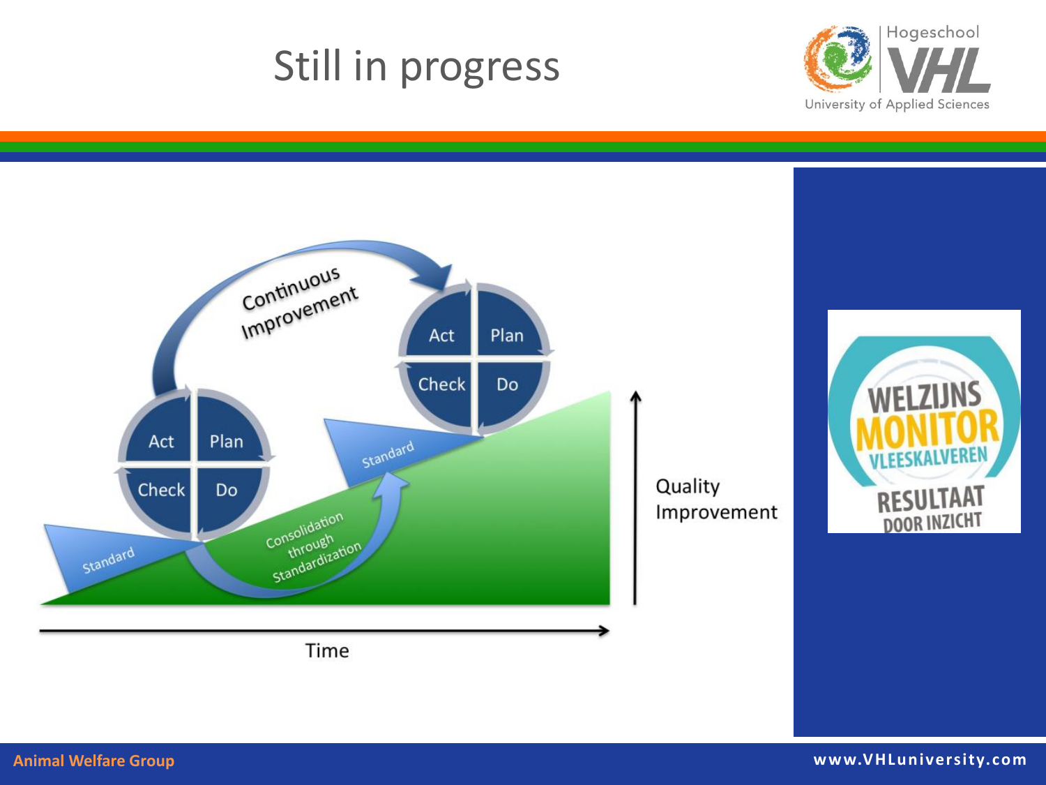# Still in progress

Continuous Improvement

Act | Plan | Check | Do

Act | Plan | Check | Do

Standard

Standard

Consolidation through Standardization

Quality Improvement

Time

WELZIJNS MONITOR VLEESKALVEREN

RESULTAAT DOOR INZICHT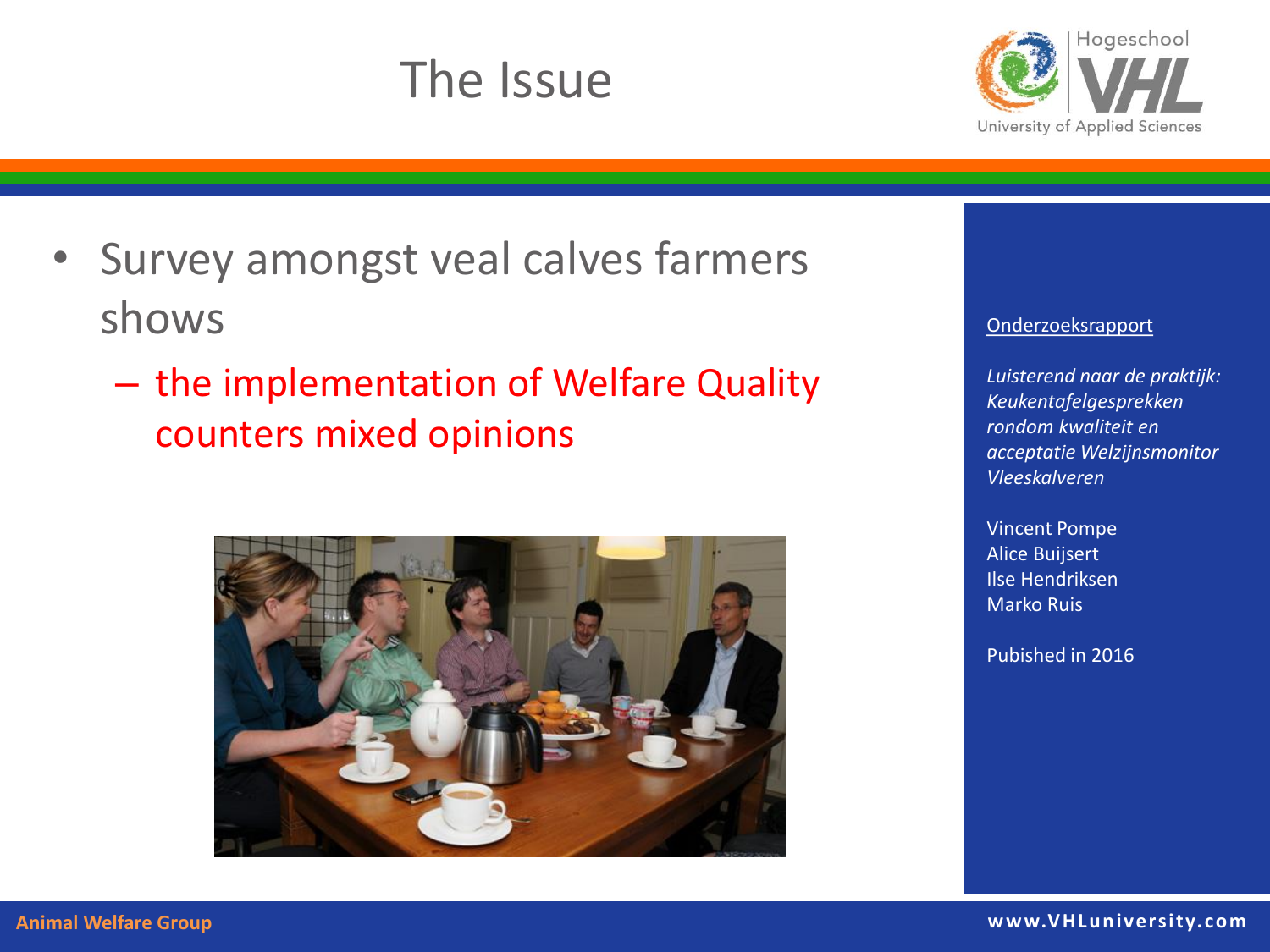# The Issue

- Survey amongst veal calves farmers shows
  - the implementation of Welfare Quality counters mixed opinions

Onderzoeksrapport

*Luisterend naar de praktijk: Keukentafelgesprekken rondom kwaliteit en acceptatie Welzijnsmonitor Vleeskalveren*

Vincent Pompe
Alice Buijsert
Ilse Hendriksen
Marko Ruis

Pubished in 2016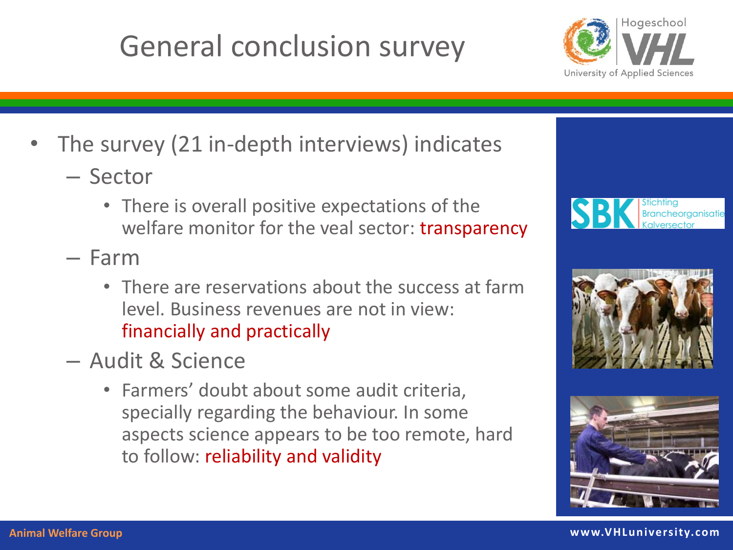# General conclusion survey

- The survey (21 in-depth interviews) indicates
  - Sector
    - There is overall positive expectations of the welfare monitor for the veal sector: transparency
  - Farm
    - There are reservations about the success at farm level. Business revenues are not in view: financially and practically
  - Audit & Science
    - Farmers' doubt about some audit criteria, specially regarding the behaviour. In some aspects science appears to be too remote, hard to follow: reliability and validity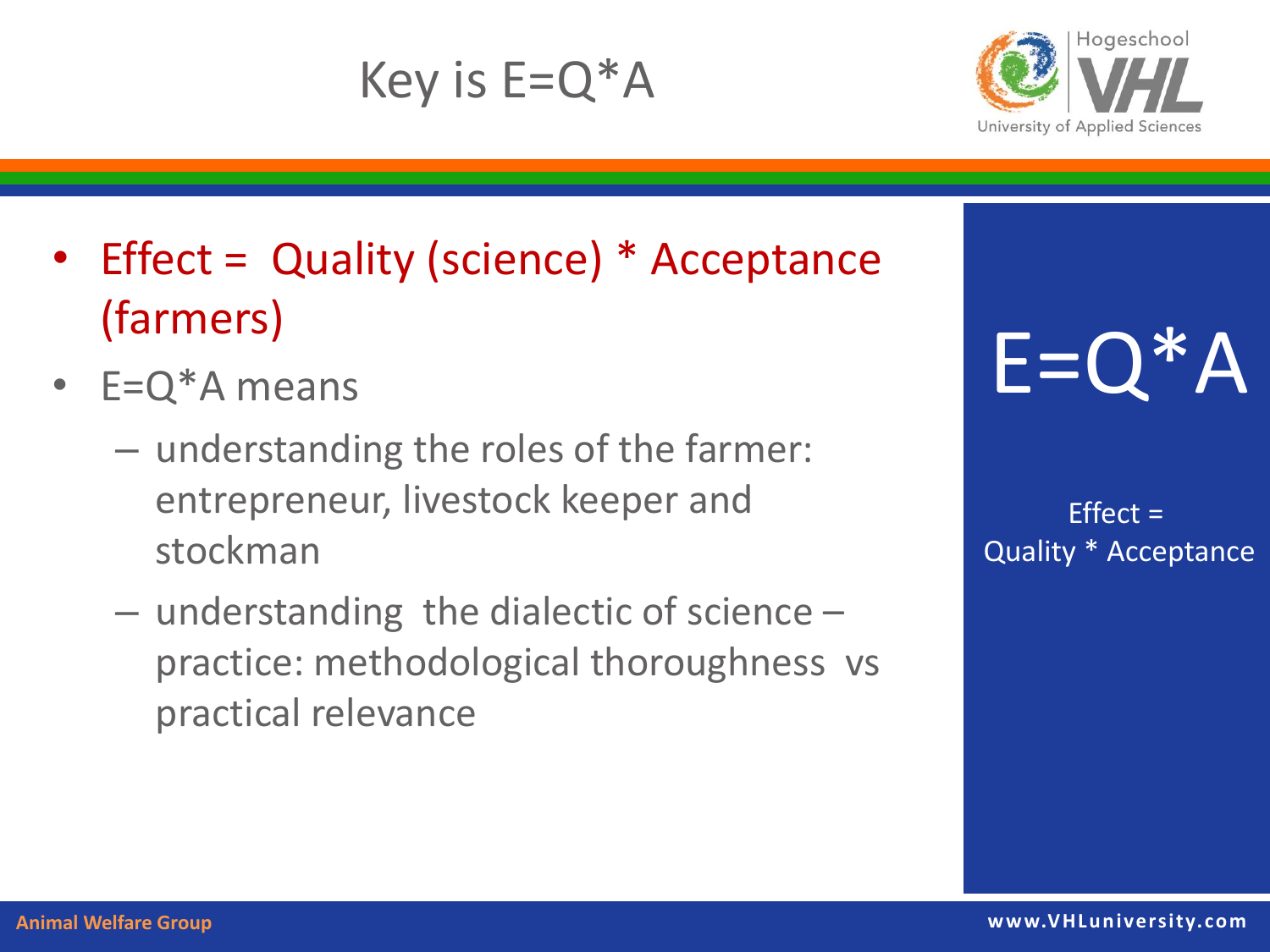# Key is E=Q*A

- Effect = Quality (science) * Acceptance (farmers)
- E=Q*A means
  - understanding the roles of the farmer: entrepreneur, livestock keeper and stockman
  - understanding the dialectic of science – practice: methodological thoroughness vs practical relevance

E=Q*A

Effect = Quality * Acceptance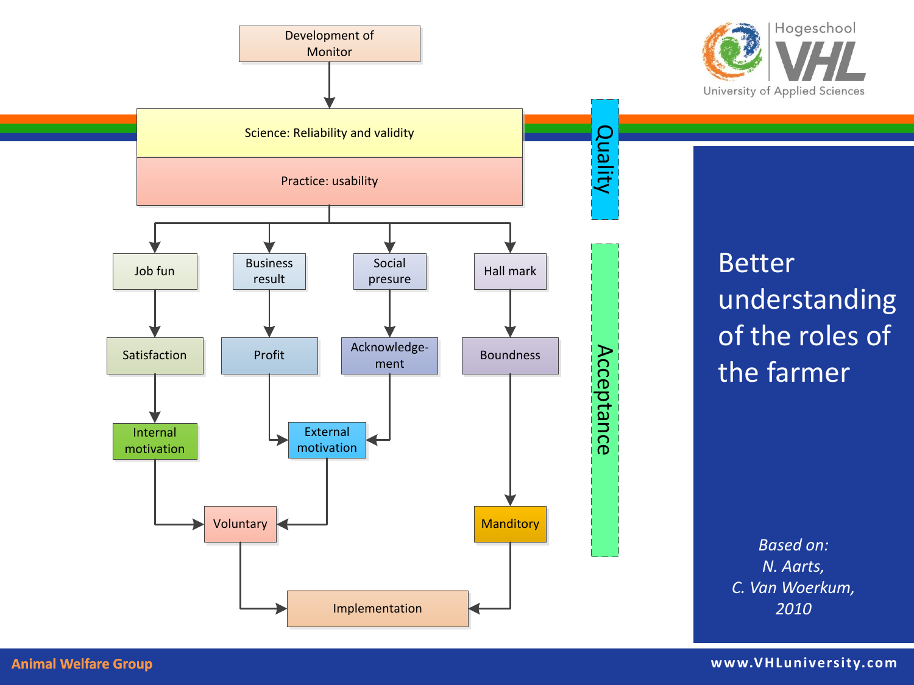Development of Monitor

Science: Reliability and validity

Practice: usability

Quality

Job fun → Satisfaction → Internal motivation

Business result → Profit → External motivation

Social presure → Acknowledge-ment → External motivation

Hall mark → Boundness → Manditory

Internal motivation → Voluntary

External motivation → Voluntary

Voluntary → Implementation

Manditory → Implementation

Acceptance

Better understanding of the roles of the farmer

*Based on:*
*N. Aarts,*
*C. Van Woerkum,*
*2010*

Animal Welfare Group

www.VHLuniversity.com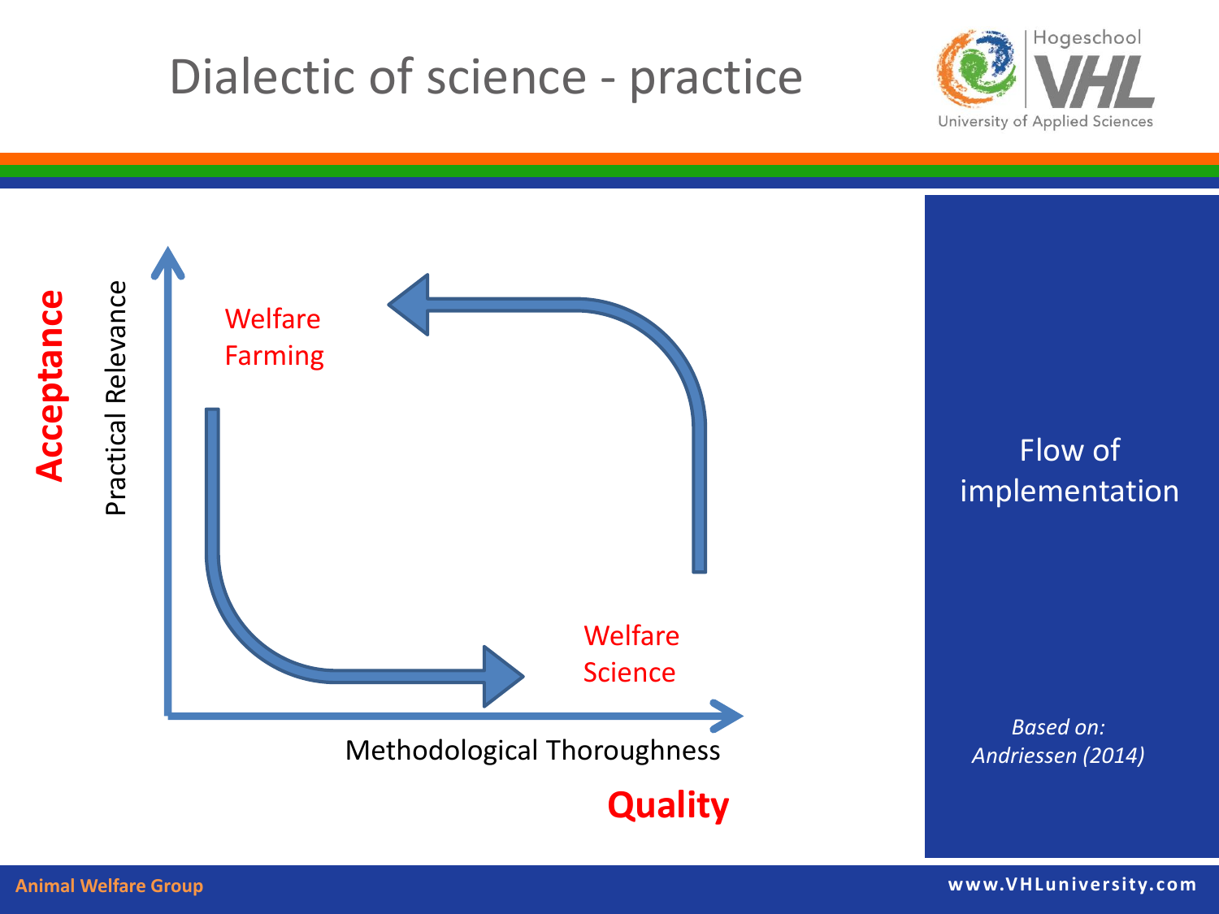# Dialectic of science - practice

Acceptance

Practical Relevance

Welfare Farming

Welfare Science

Methodological Thoroughness

Quality

Flow of implementation

*Based on: Andriessen (2014)*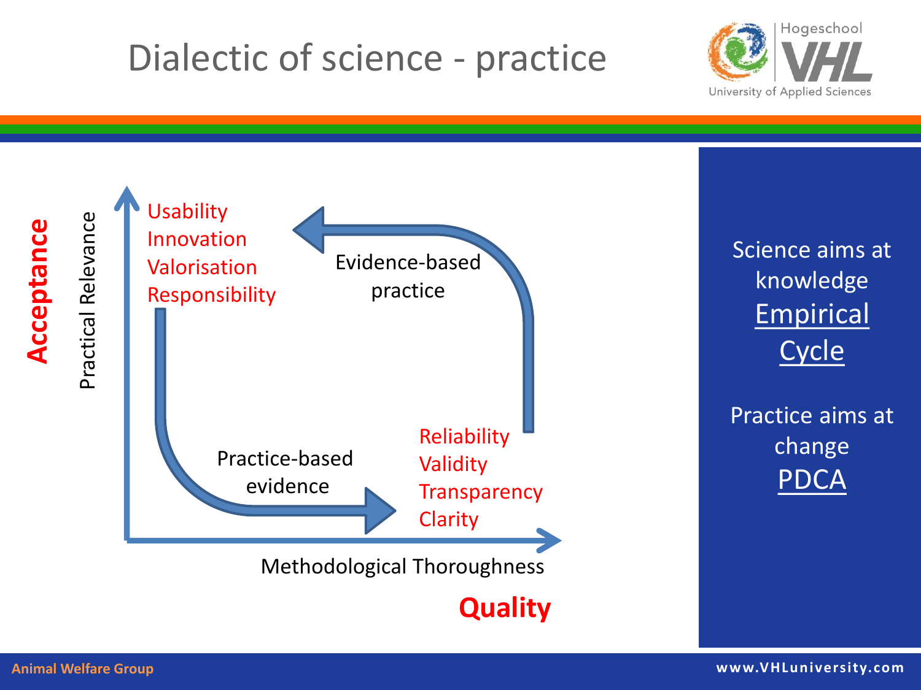# Dialectic of science - practice

Acceptance

Practical Relevance

Usability
Innovation
Valorisation
Responsibility

Evidence-based practice

Practice-based evidence

Reliability
Validity
Transparency
Clarity

Methodological Thoroughness

Quality

Science aims at knowledge
Empirical Cycle

Practice aims at change
PDCA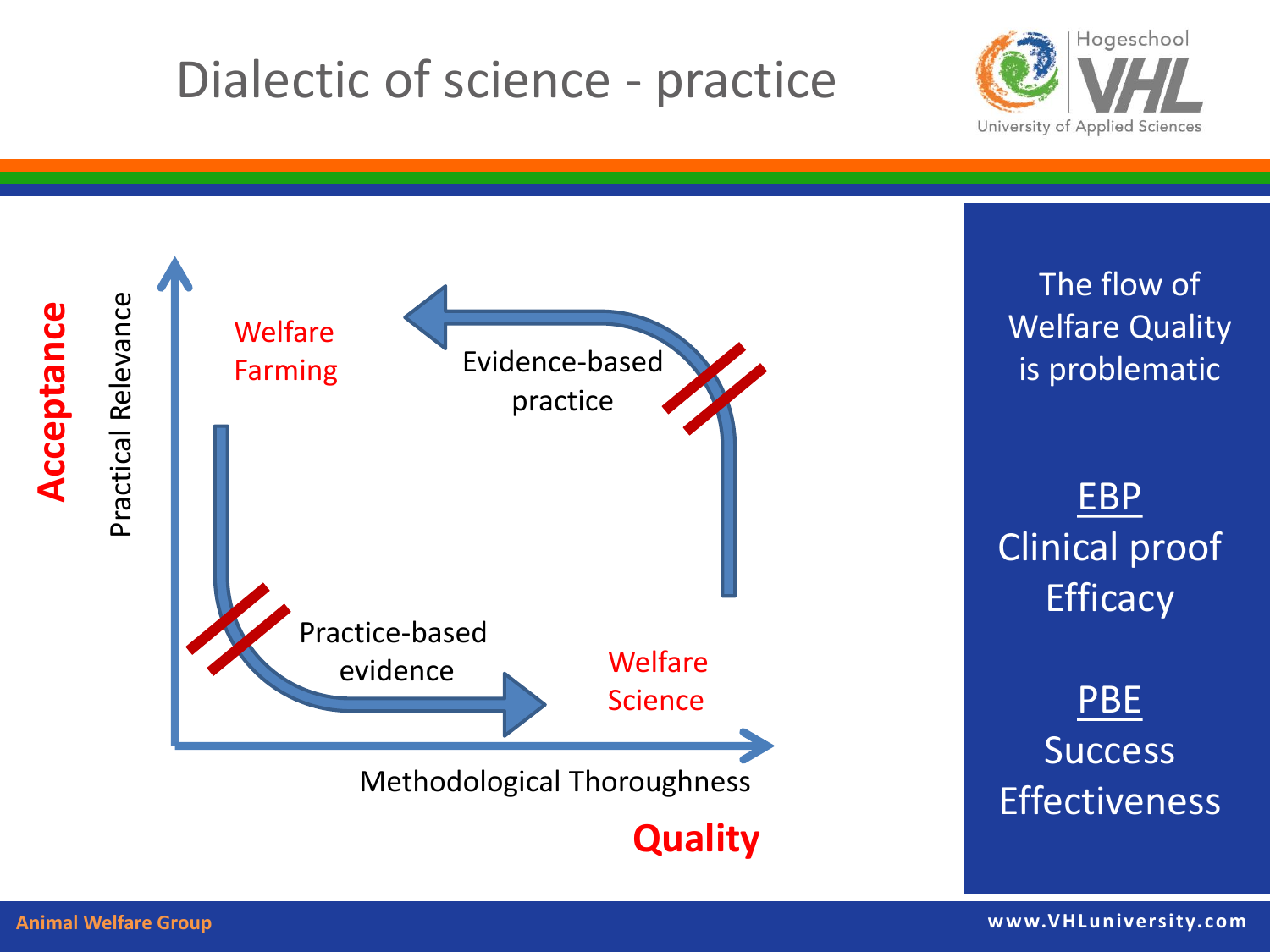# Dialectic of science - practice

Acceptance

Practical Relevance

Welfare Farming

Evidence-based practice

Practice-based evidence

Welfare Science

Methodological Thoroughness

Quality

The flow of Welfare Quality is problematic

EBP
Clinical proof
Efficacy

PBE
Success
Effectiveness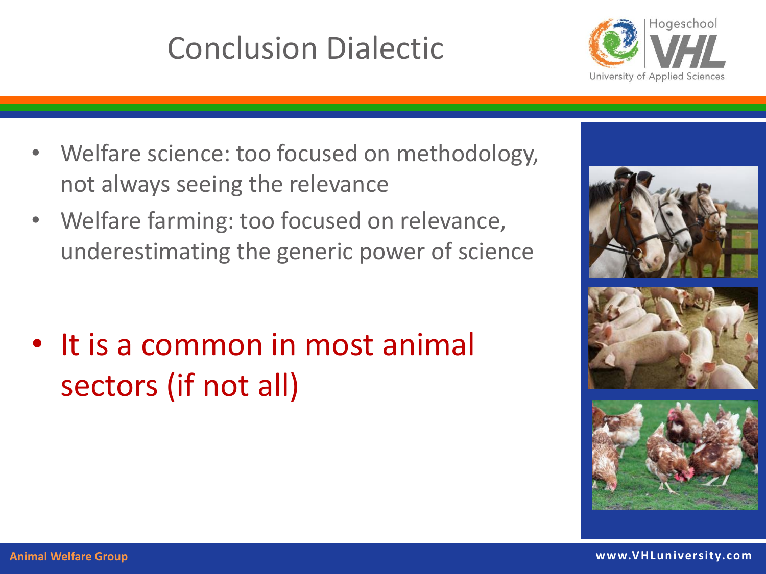# Conclusion Dialectic

- Welfare science: too focused on methodology, not always seeing the relevance
- Welfare farming: too focused on relevance, underestimating the generic power of science

- It is a common in most animal sectors (if not all)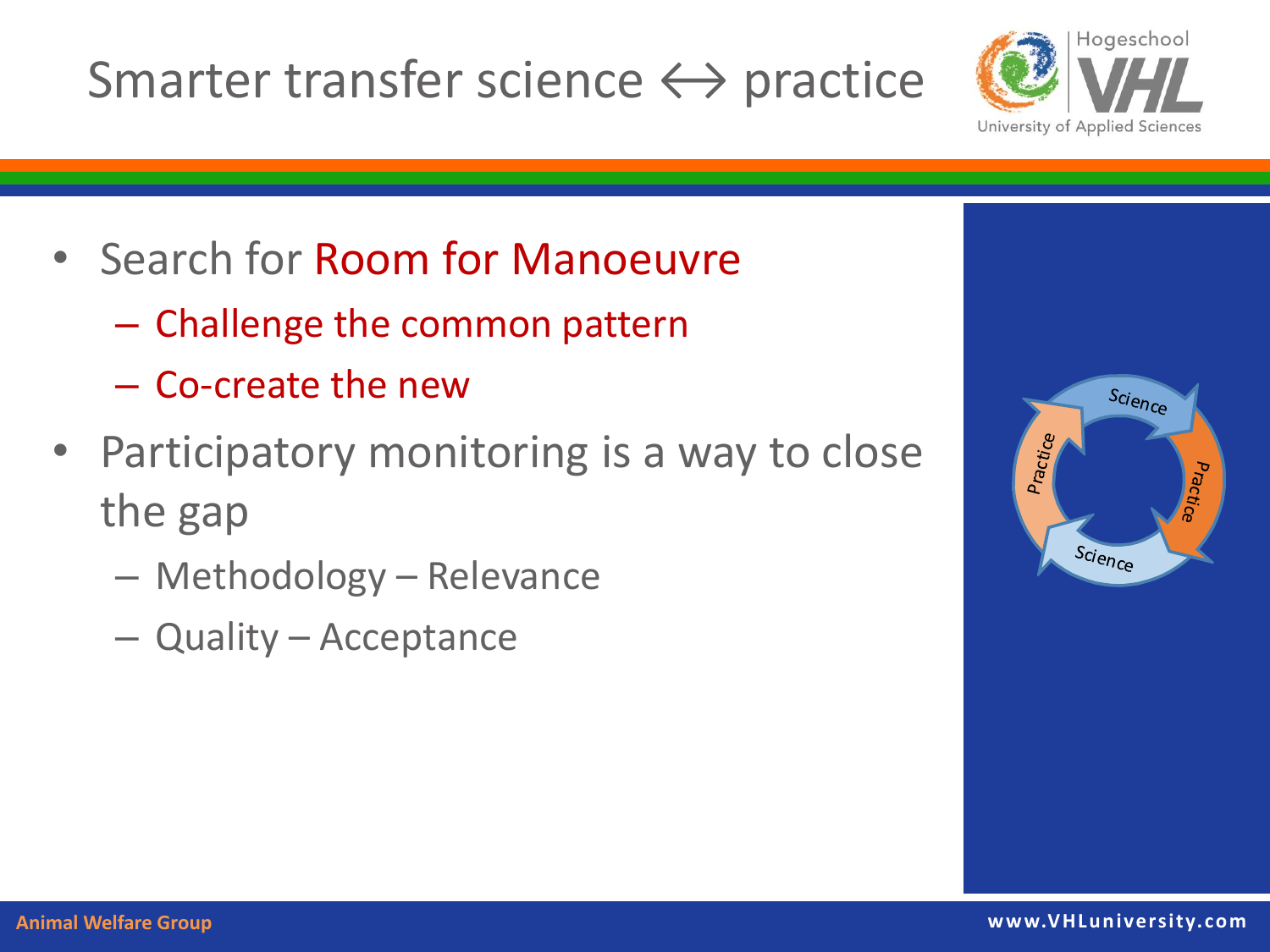# Smarter transfer science ↔ practice

- Search for Room for Manoeuvre
  - Challenge the common pattern
  - Co-create the new
- Participatory monitoring is a way to close the gap
  - Methodology – Relevance
  - Quality – Acceptance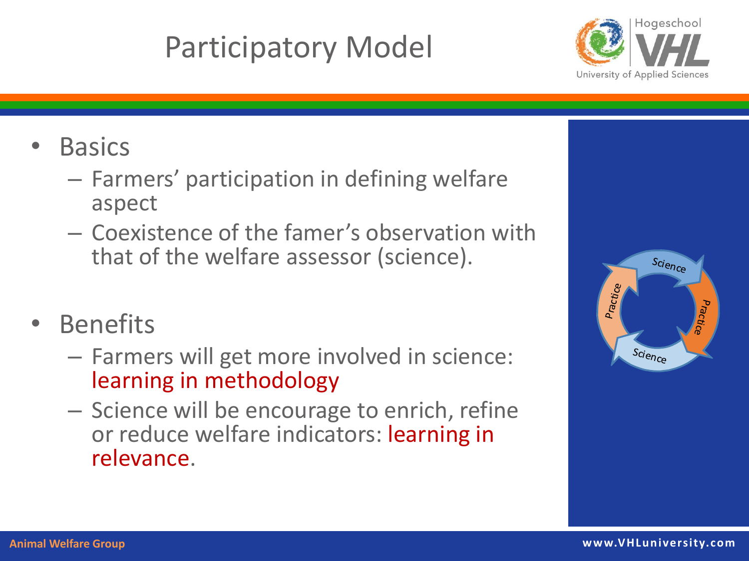# Participatory Model

- Basics
  - Farmers' participation in defining welfare aspect
  - Coexistence of the famer's observation with that of the welfare assessor (science).

- Benefits
  - Farmers will get more involved in science: learning in methodology
  - Science will be encourage to enrich, refine or reduce welfare indicators: learning in relevance.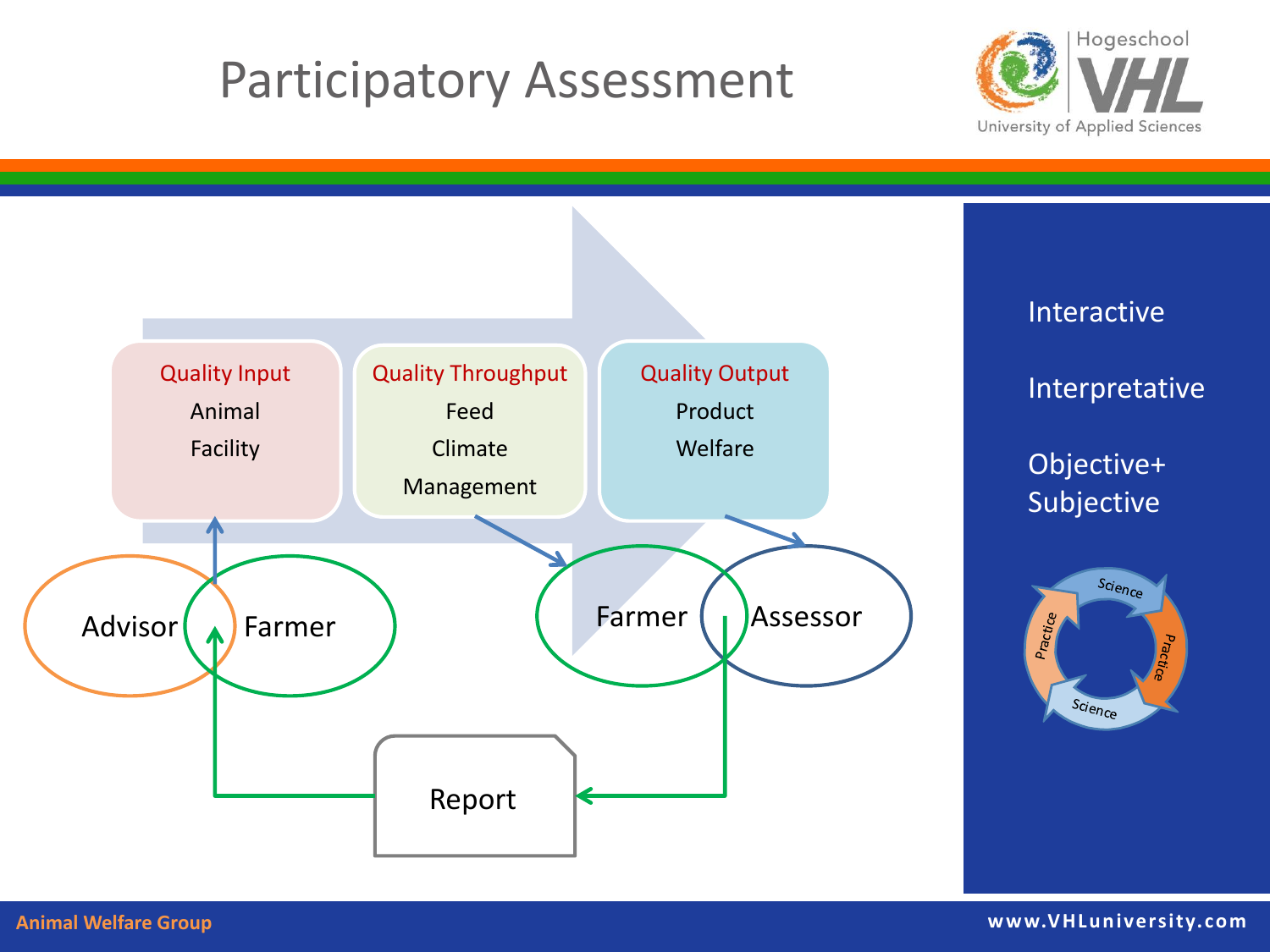# Participatory Assessment

**Quality Input**
Animal
Facility

**Quality Throughput**
Feed
Climate
Management

**Quality Output**
Product
Welfare

Advisor Farmer

Farmer Assessor

Report

Interactive

Interpretative

Objective+
Subjective

Science – Practice – Science – Practice

Animal Welfare Group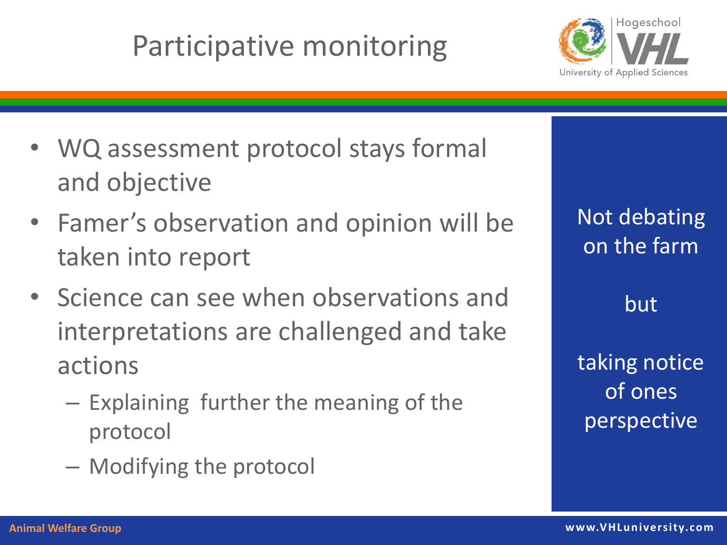# Participative monitoring

- WQ assessment protocol stays formal and objective
- Famer's observation and opinion will be taken into report
- Science can see when observations and interpretations are challenged and take actions
  - Explaining further the meaning of the protocol
  - Modifying the protocol

Not debating on the farm

but

taking notice of ones perspective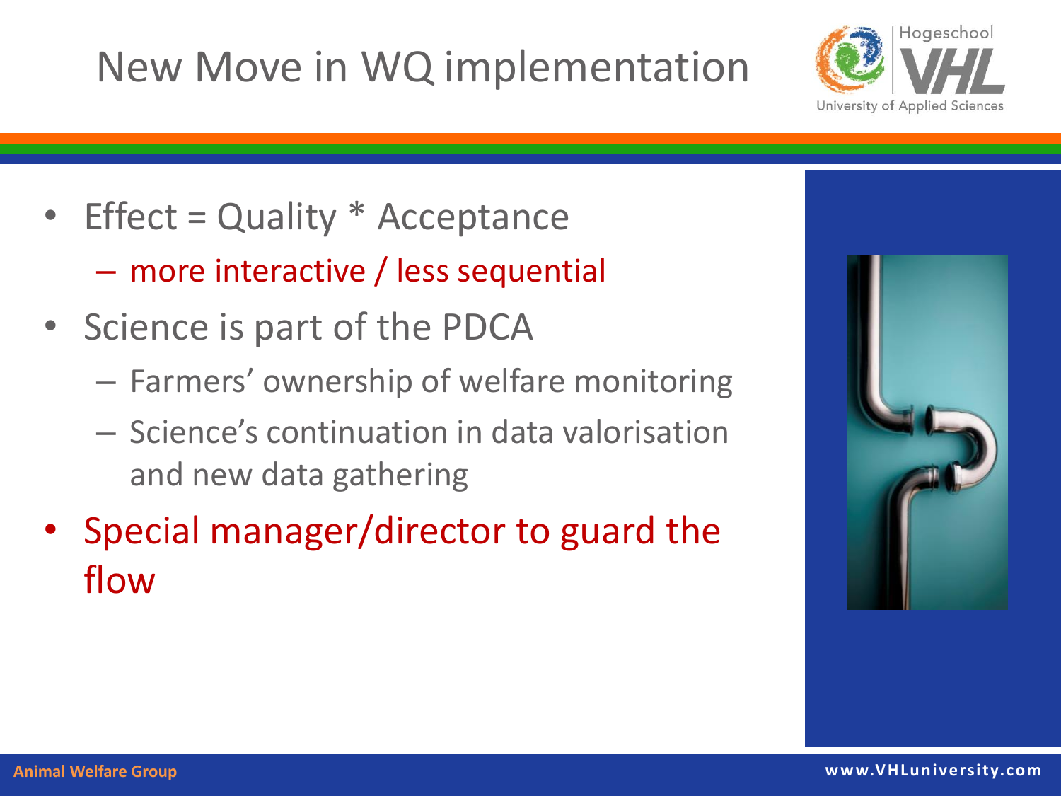# New Move in WQ implementation

- Effect = Quality * Acceptance
  - more interactive / less sequential
- Science is part of the PDCA
  - Farmers' ownership of welfare monitoring
  - Science's continuation in data valorisation and new data gathering
- Special manager/director to guard the flow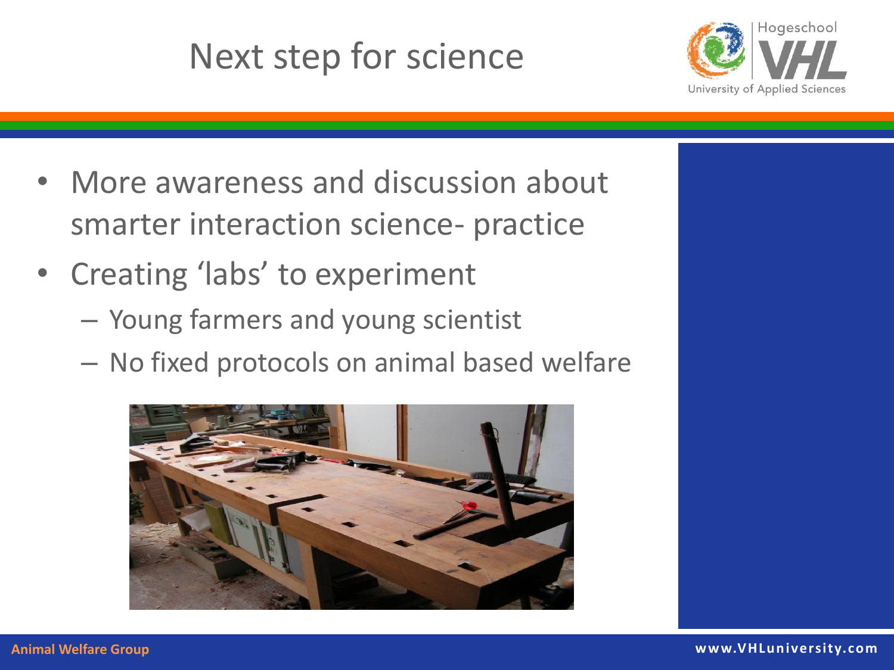# Next step for science

- More awareness and discussion about smarter interaction science- practice
- Creating 'labs' to experiment
  - Young farmers and young scientist
  - No fixed protocols on animal based welfare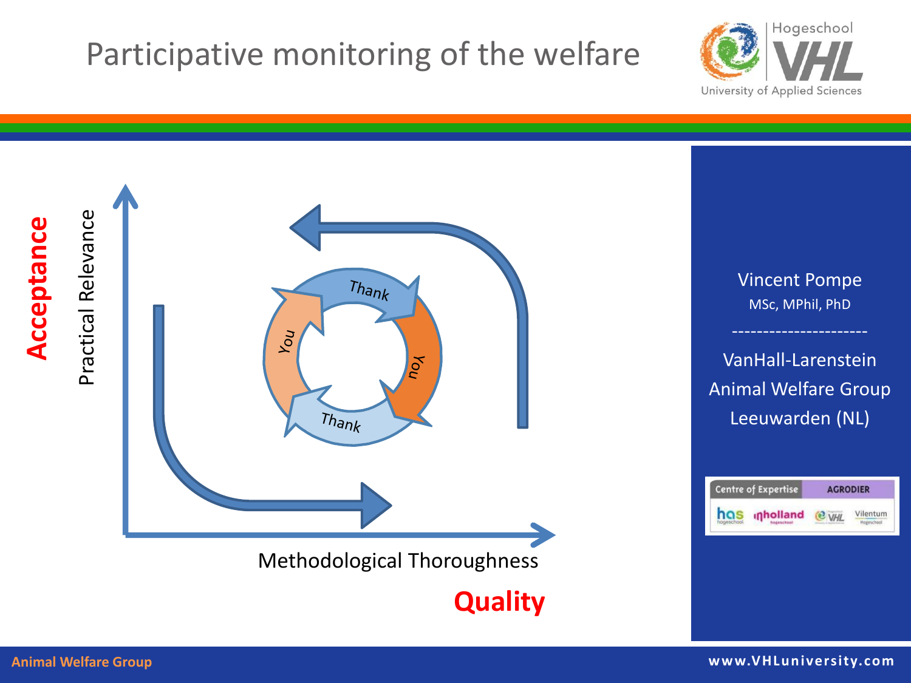# Participative monitoring of the welfare

Hogeschool VHL University of Applied Sciences

Acceptance

Practical Relevance

Thank

You

You

Thank

Methodological Thoroughness

Quality

Vincent Pompe
MSc, MPhil, PhD

---------------------

VanHall-Larenstein
Animal Welfare Group
Leeuwarden (NL)

Centre of Expertise AGRODIER

has hogeschool · inholland hogeschool · VHL · Vilentum Hogeschool

Animal Welfare Group

www.VHLuniversity.com